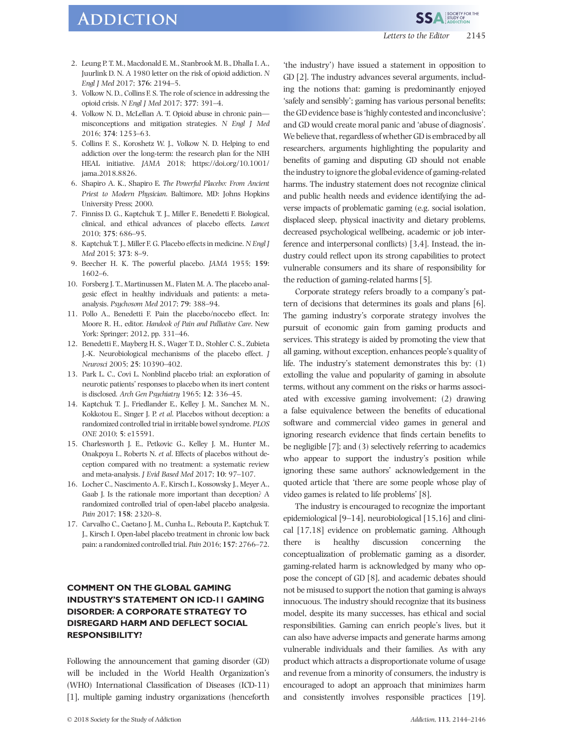2. Leung P. T. M., Macdonald E. M., Stanbrook M. B., Dhalla I. A., Juurlink D. N. A 1980 letter on the risk of opioid addiction. *N Engl J Med* 2017; **376**: 2194–5.
3. Volkow N. D., Collins F. S. The role of science in addressing the opioid crisis. *N Engl J Med* 2017; **377**: 391–4.
4. Volkow N. D., McLellan A. T. Opioid abuse in chronic pain—misconceptions and mitigation strategies. *N Engl J Med* 2016; **374**: 1253–63.
5. Collins F. S., Koroshetz W. J., Volkow N. D. Helping to end addiction over the long-term: the research plan for the NIH HEAL initiative. *JAMA* 2018; https://doi.org/10.1001/jama.2018.8826.
6. Shapiro A. K., Shapiro E. *The Powerful Placebo: From Ancient Priest to Modern Physician*. Baltimore, MD: Johns Hopkins University Press; 2000.
7. Finniss D. G., Kaptchuk T. J., Miller F., Benedetti F. Biological, clinical, and ethical advances of placebo effects. *Lancet* 2010; **375**: 686–95.
8. Kaptchuk T. J., Miller F. G. Placebo effects in medicine. *N Engl J Med* 2015; **373**: 8–9.
9. Beecher H. K. The powerful placebo. *JAMA* 1955; **159**: 1602–6.
10. Forsberg J. T., Martinussen M., Flaten M. A. The placebo analgesic effect in healthy individuals and patients: a meta-analysis. *Psychosom Med* 2017; **79**: 388–94.
11. Pollo A., Benedetti F. Pain the placebo/nocebo effect. In: Moore R. H., editor. *Handook of Pain and Palliative Care*. New York: Springer; 2012, pp. 331–46.
12. Benedetti F., Mayberg H. S., Wager T. D., Stohler C. S., Zubieta J.-K. Neurobiological mechanisms of the placebo effect. *J Neurosci* 2005; **25**: 10390–402.
13. Park L. C., Covi L. Nonblind placebo trial: an exploration of neurotic patients' responses to placebo when its inert content is disclosed. *Arch Gen Psychiatry* 1965; **12**: 336–45.
14. Kaptchuk T. J., Friedlander E., Kelley J. M., Sanchez M. N., Kokkotou E., Singer J. P. *et al*. Placebos without deception: a randomized controlled trial in irritable bowel syndrome. *PLOS ONE* 2010; **5**: e15591.
15. Charlesworth J. E., Petkovic G., Kelley J. M., Hunter M., Onakpoya I., Roberts N. *et al*. Effects of placebos without deception compared with no treatment: a systematic review and meta-analysis. *J Evid Based Med* 2017; **10**: 97–107.
16. Locher C., Nascimento A. F., Kirsch I., Kossowsky J., Meyer A., Gaab J. Is the rationale more important than deception? A randomized controlled trial of open-label placebo analgesia. *Pain* 2017; **158**: 2320–8.
17. Carvalho C., Caetano J. M., Cunha L., Rebouta P., Kaptchuk T. J., Kirsch I. Open-label placebo treatment in chronic low back pain: a randomized controlled trial. *Pain* 2016; **157**: 2766–72.

## COMMENT ON THE GLOBAL GAMING INDUSTRY'S STATEMENT ON ICD-11 GAMING DISORDER: A CORPORATE STRATEGY TO DISREGARD HARM AND DEFLECT SOCIAL RESPONSIBILITY?

Following the announcement that gaming disorder (GD) will be included in the World Health Organization's (WHO) International Classification of Diseases (ICD-11) [1], multiple gaming industry organizations (henceforth 'the industry') have issued a statement in opposition to GD [2]. The industry advances several arguments, including the notions that: gaming is predominantly enjoyed 'safely and sensibly'; gaming has various personal benefits; the GD evidence base is 'highly contested and inconclusive'; and GD would create moral panic and 'abuse of diagnosis'. We believe that, regardless of whether GD is embraced by all researchers, arguments highlighting the popularity and benefits of gaming and disputing GD should not enable the industry to ignore the global evidence of gaming-related harms. The industry statement does not recognize clinical and public health needs and evidence identifying the adverse impacts of problematic gaming (e.g. social isolation, displaced sleep, physical inactivity and dietary problems, decreased psychological wellbeing, academic or job interference and interpersonal conflicts) [3,4]. Instead, the industry could reflect upon its strong capabilities to protect vulnerable consumers and its share of responsibility for the reduction of gaming-related harms [5].

Corporate strategy refers broadly to a company's pattern of decisions that determines its goals and plans [6]. The gaming industry's corporate strategy involves the pursuit of economic gain from gaming products and services. This strategy is aided by promoting the view that all gaming, without exception, enhances people's quality of life. The industry's statement demonstrates this by: (1) extolling the value and popularity of gaming in absolute terms, without any comment on the risks or harms associated with excessive gaming involvement; (2) drawing a false equivalence between the benefits of educational software and commercial video games in general and ignoring research evidence that finds certain benefits to be negligible [7]; and (3) selectively referring to academics who appear to support the industry's position while ignoring these same authors' acknowledgement in the quoted article that 'there are some people whose play of video games is related to life problems' [8].

The industry is encouraged to recognize the important epidemiological [9–14], neurobiological [15,16] and clinical [17,18] evidence on problematic gaming. Although there is healthy discussion concerning the conceptualization of problematic gaming as a disorder, gaming-related harm is acknowledged by many who oppose the concept of GD [8], and academic debates should not be misused to support the notion that gaming is always innocuous. The industry should recognize that its business model, despite its many successes, has ethical and social responsibilities. Gaming can enrich people's lives, but it can also have adverse impacts and generate harms among vulnerable individuals and their families. As with any product which attracts a disproportionate volume of usage and revenue from a minority of consumers, the industry is encouraged to adopt an approach that minimizes harm and consistently involves responsible practices [19].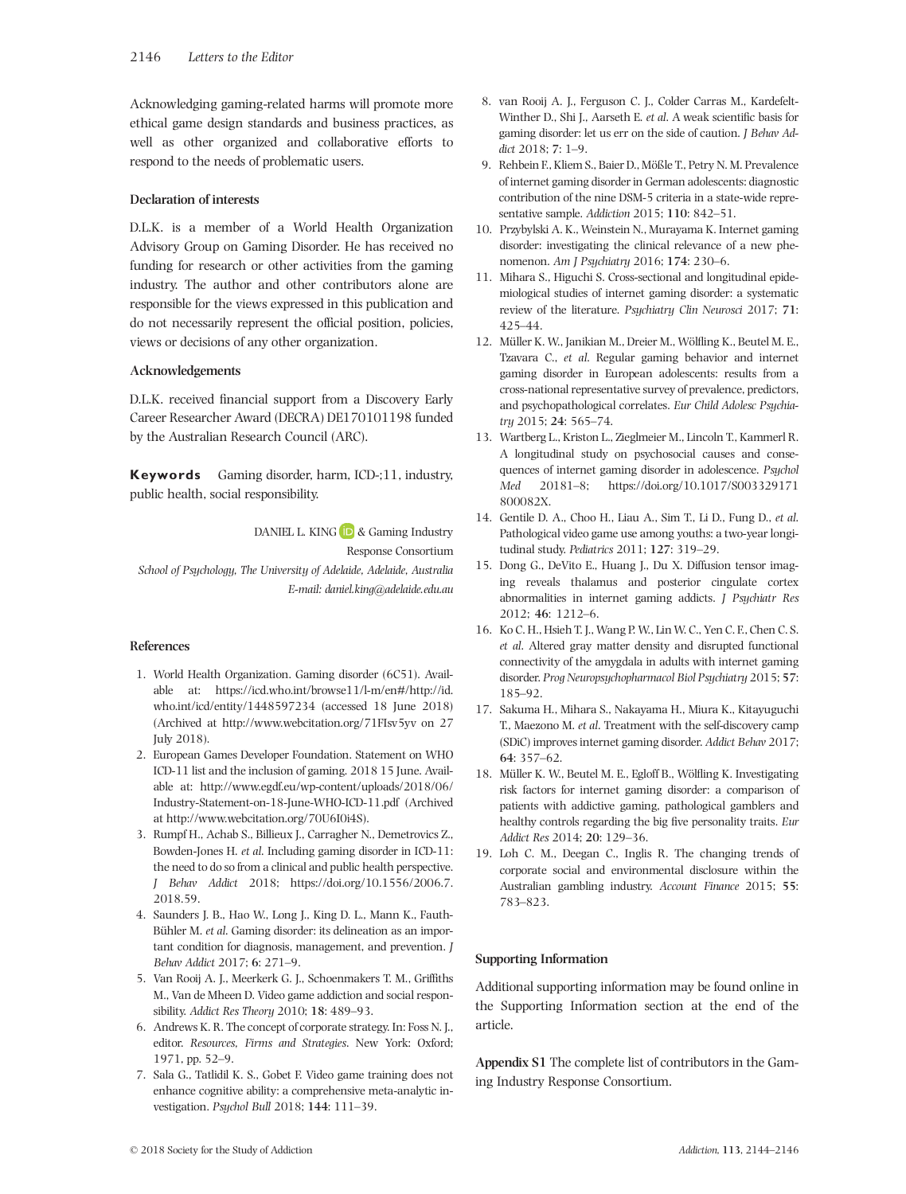Acknowledging gaming-related harms will promote more ethical game design standards and business practices, as well as other organized and collaborative efforts to respond to the needs of problematic users.

### Declaration of interests

D.L.K. is a member of a World Health Organization Advisory Group on Gaming Disorder. He has received no funding for research or other activities from the gaming industry. The author and other contributors alone are responsible for the views expressed in this publication and do not necessarily represent the official position, policies, views or decisions of any other organization.

### Acknowledgements

D.L.K. received financial support from a Discovery Early Career Researcher Award (DECRA) DE170101198 funded by the Australian Research Council (ARC).

**Keywords** Gaming disorder, harm, ICD-;11, industry, public health, social responsibility.

DANIEL L. KING & Gaming Industry Response Consortium

*School of Psychology, The University of Adelaide, Adelaide, Australia*
*E-mail: daniel.king@adelaide.edu.au*

### References

1. World Health Organization. Gaming disorder (6C51). Available at: https://icd.who.int/browse11/l-m/en#/http://id.who.int/icd/entity/1448597234 (accessed 18 June 2018) (Archived at http://www.webcitation.org/71FIsv5yv on 27 July 2018).
2. European Games Developer Foundation. Statement on WHO ICD-11 list and the inclusion of gaming. 2018 15 June. Available at: http://www.egdf.eu/wp-content/uploads/2018/06/Industry-Statement-on-18-June-WHO-ICD-11.pdf (Archived at http://www.webcitation.org/70U6I0i4S).
3. Rumpf H., Achab S., Billieux J., Carragher N., Demetrovics Z., Bowden-Jones H. *et al*. Including gaming disorder in ICD-11: the need to do so from a clinical and public health perspective. *J Behav Addict* 2018; https://doi.org/10.1556/2006.7.2018.59.
4. Saunders J. B., Hao W., Long J., King D. L., Mann K., Fauth-Bühler M. *et al*. Gaming disorder: its delineation as an important condition for diagnosis, management, and prevention. *J Behav Addict* 2017; **6**: 271–9.
5. Van Rooij A. J., Meerkerk G. J., Schoenmakers T. M., Griffiths M., Van de Mheen D. Video game addiction and social responsibility. *Addict Res Theory* 2010; **18**: 489–93.
6. Andrews K. R. The concept of corporate strategy. In: Foss N. J., editor. *Resources, Firms and Strategies*. New York: Oxford; 1971, pp. 52–9.
7. Sala G., Tatlidil K. S., Gobet F. Video game training does not enhance cognitive ability: a comprehensive meta-analytic investigation. *Psychol Bull* 2018; **144**: 111–39.
8. van Rooij A. J., Ferguson C. J., Colder Carras M., Kardefelt-Winther D., Shi J., Aarseth E. *et al*. A weak scientific basis for gaming disorder: let us err on the side of caution. *J Behav Addict* 2018; **7**: 1–9.
9. Rehbein F., Kliem S., Baier D., Mößle T., Petry N. M. Prevalence of internet gaming disorder in German adolescents: diagnostic contribution of the nine DSM-5 criteria in a state-wide representative sample. *Addiction* 2015; **110**: 842–51.
10. Przybylski A. K., Weinstein N., Murayama K. Internet gaming disorder: investigating the clinical relevance of a new phenomenon. *Am J Psychiatry* 2016; **174**: 230–6.
11. Mihara S., Higuchi S. Cross-sectional and longitudinal epidemiological studies of internet gaming disorder: a systematic review of the literature. *Psychiatry Clin Neurosci* 2017; **71**: 425–44.
12. Müller K. W., Janikian M., Dreier M., Wölfling K., Beutel M. E., Tzavara C., *et al*. Regular gaming behavior and internet gaming disorder in European adolescents: results from a cross-national representative survey of prevalence, predictors, and psychopathological correlates. *Eur Child Adolesc Psychiatry* 2015; **24**: 565–74.
13. Wartberg L., Kriston L., Zieglmeier M., Lincoln T., Kammerl R. A longitudinal study on psychosocial causes and consequences of internet gaming disorder in adolescence. *Psychol Med* 20181–8; https://doi.org/10.1017/S003329171800082X.
14. Gentile D. A., Choo H., Liau A., Sim T., Li D., Fung D., *et al*. Pathological video game use among youths: a two-year longitudinal study. *Pediatrics* 2011; **127**: 319–29.
15. Dong G., DeVito E., Huang J., Du X. Diffusion tensor imaging reveals thalamus and posterior cingulate cortex abnormalities in internet gaming addicts. *J Psychiatr Res* 2012; **46**: 1212–6.
16. Ko C. H., Hsieh T. J., Wang P. W., Lin W. C., Yen C. F., Chen C. S. *et al*. Altered gray matter density and disrupted functional connectivity of the amygdala in adults with internet gaming disorder. *Prog Neuropsychopharmacol Biol Psychiatry* 2015; **57**: 185–92.
17. Sakuma H., Mihara S., Nakayama H., Miura K., Kitayuguchi T., Maezono M. *et al*. Treatment with the self-discovery camp (SDiC) improves internet gaming disorder. *Addict Behav* 2017; **64**: 357–62.
18. Müller K. W., Beutel M. E., Egloff B., Wölfling K. Investigating risk factors for internet gaming disorder: a comparison of patients with addictive gaming, pathological gamblers and healthy controls regarding the big five personality traits. *Eur Addict Res* 2014; **20**: 129–36.
19. Loh C. M., Deegan C., Inglis R. The changing trends of corporate social and environmental disclosure within the Australian gambling industry. *Account Finance* 2015; **55**: 783–823.

### Supporting Information

Additional supporting information may be found online in the Supporting Information section at the end of the article.

**Appendix S1** The complete list of contributors in the Gaming Industry Response Consortium.